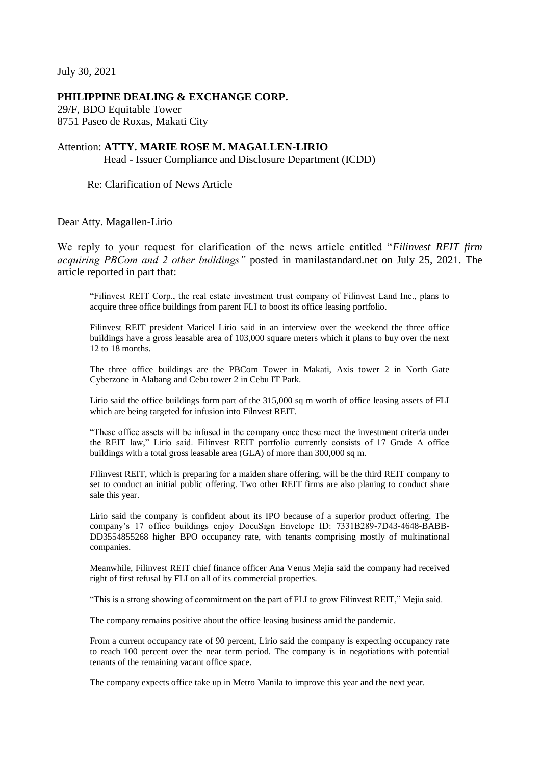July 30, 2021

**PHILIPPINE DEALING & EXCHANGE CORP.**
29/F, BDO Equitable Tower
8751 Paseo de Roxas, Makati City

Attention: **ATTY. MARIE ROSE M. MAGALLEN-LIRIO**
Head - Issuer Compliance and Disclosure Department (ICDD)

Re: Clarification of News Article

Dear Atty. Magallen-Lirio

We reply to your request for clarification of the news article entitled "*Filinvest REIT firm acquiring PBCom and 2 other buildings"* posted in manilastandard.net on July 25, 2021. The article reported in part that:

> "Filinvest REIT Corp., the real estate investment trust company of Filinvest Land Inc., plans to acquire three office buildings from parent FLI to boost its office leasing portfolio.
>
> Filinvest REIT president Maricel Lirio said in an interview over the weekend the three office buildings have a gross leasable area of 103,000 square meters which it plans to buy over the next 12 to 18 months.
>
> The three office buildings are the PBCom Tower in Makati, Axis tower 2 in North Gate Cyberzone in Alabang and Cebu tower 2 in Cebu IT Park.
>
> Lirio said the office buildings form part of the 315,000 sq m worth of office leasing assets of FLI which are being targeted for infusion into Filnvest REIT.
>
> "These office assets will be infused in the company once these meet the investment criteria under the REIT law," Lirio said. Filinvest REIT portfolio currently consists of 17 Grade A office buildings with a total gross leasable area (GLA) of more than 300,000 sq m.
>
> FIlinvest REIT, which is preparing for a maiden share offering, will be the third REIT company to set to conduct an initial public offering. Two other REIT firms are also planing to conduct share sale this year.
>
> Lirio said the company is confident about its IPO because of a superior product offering. The company's 17 office buildings enjoy DocuSign Envelope ID: 7331B289-7D43-4648-BABB-DD3554855268 higher BPO occupancy rate, with tenants comprising mostly of multinational companies.
>
> Meanwhile, Filinvest REIT chief finance officer Ana Venus Mejia said the company had received right of first refusal by FLI on all of its commercial properties.
>
> "This is a strong showing of commitment on the part of FLI to grow Filinvest REIT," Mejia said.
>
> The company remains positive about the office leasing business amid the pandemic.
>
> From a current occupancy rate of 90 percent, Lirio said the company is expecting occupancy rate to reach 100 percent over the near term period. The company is in negotiations with potential tenants of the remaining vacant office space.
>
> The company expects office take up in Metro Manila to improve this year and the next year.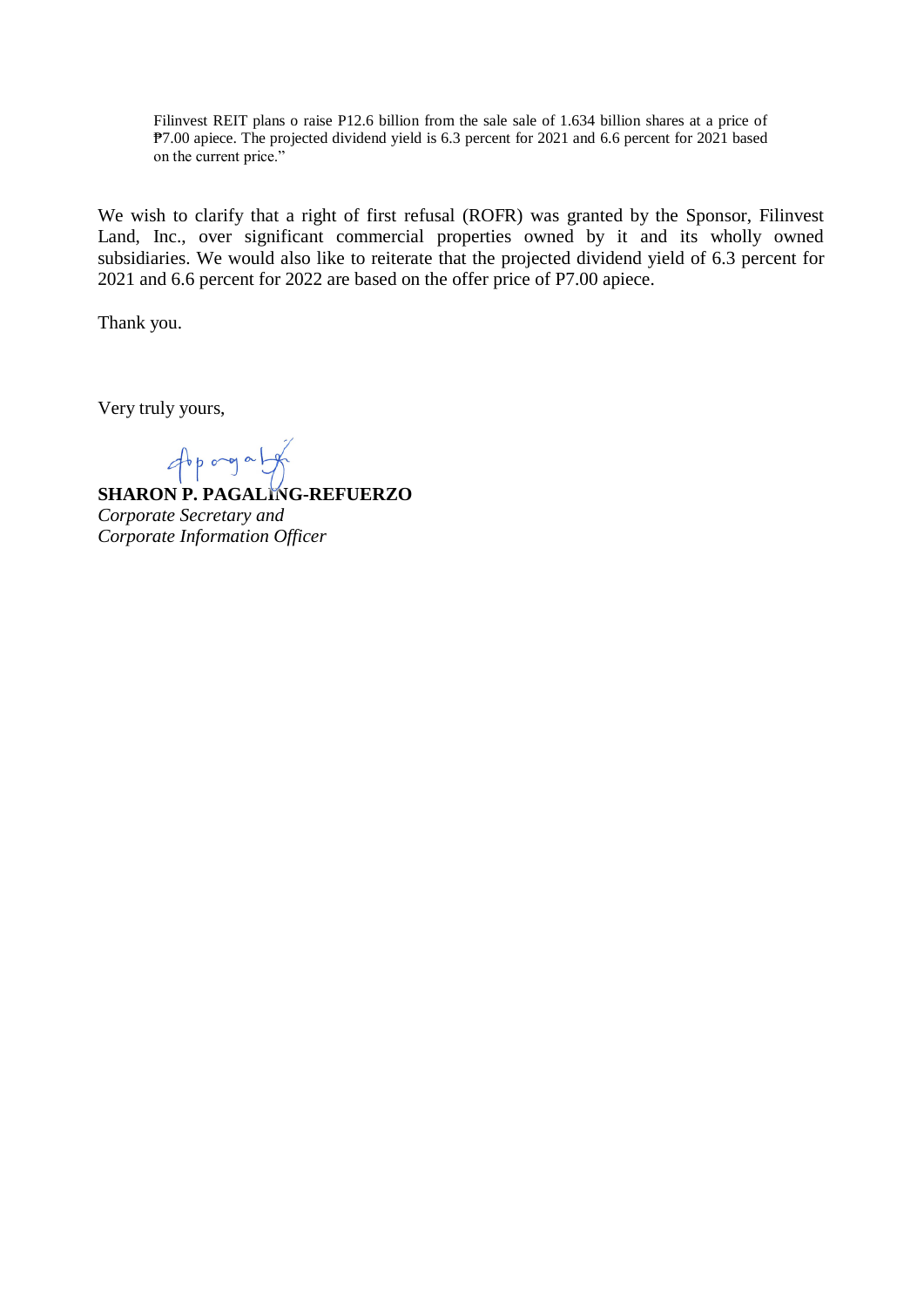> Filinvest REIT plans o raise P12.6 billion from the sale sale of 1.634 billion shares at a price of ₱7.00 apiece. The projected dividend yield is 6.3 percent for 2021 and 6.6 percent for 2021 based on the current price."

We wish to clarify that a right of first refusal (ROFR) was granted by the Sponsor, Filinvest Land, Inc., over significant commercial properties owned by it and its wholly owned subsidiaries. We would also like to reiterate that the projected dividend yield of 6.3 percent for 2021 and 6.6 percent for 2022 are based on the offer price of P7.00 apiece.

Thank you.

Very truly yours,

**SHARON P. PAGALING-REFUERZO**
*Corporate Secretary and*
*Corporate Information Officer*